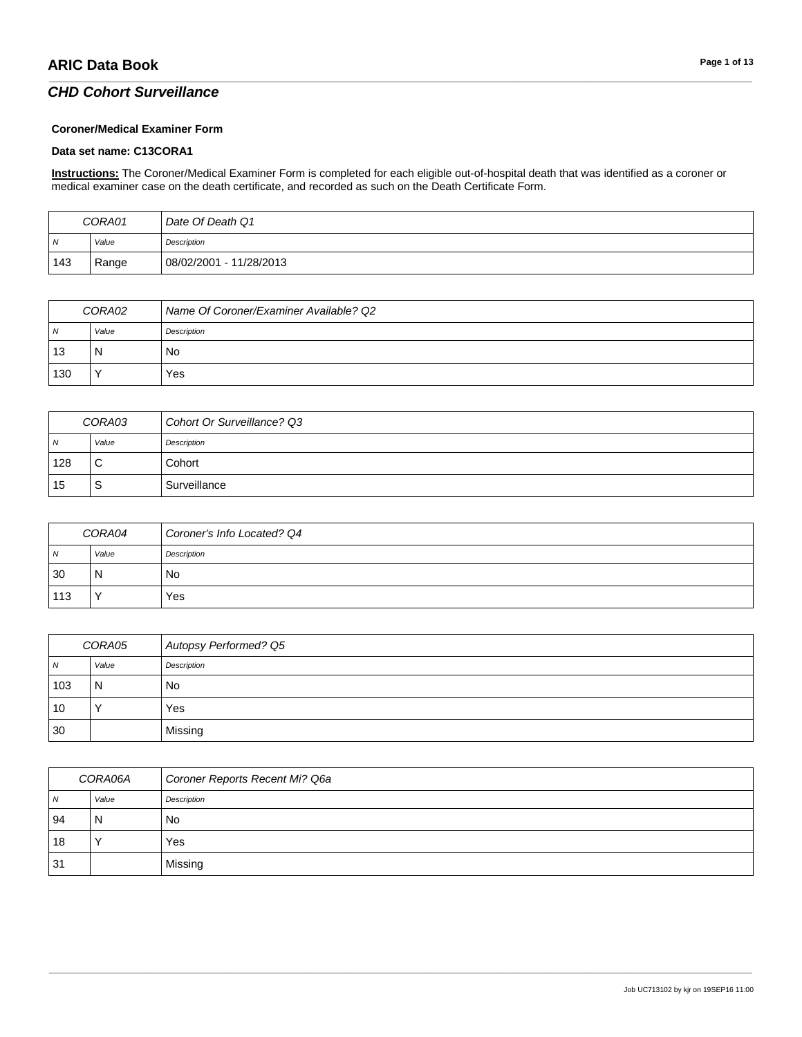## CHD Cohort Surveillance

**Coroner/Medical Examiner Form**

**Data set name: C13CORA1**

**Instructions:** The Coroner/Medical Examiner Form is completed for each eligible out-of-hospital death that was identified as a coroner or medical examiner case on the death certificate, and recorded as such on the Death Certificate Form.

| CORA01 | | Date Of Death Q1 |
|---|---|---|
| N | Value | Description |
| 143 | Range | 08/02/2001 - 11/28/2013 |

| CORA02 | | Name Of Coroner/Examiner Available? Q2 |
|---|---|---|
| N | Value | Description |
| 13 | N | No |
| 130 | Y | Yes |

| CORA03 | | Cohort Or Surveillance? Q3 |
|---|---|---|
| N | Value | Description |
| 128 | C | Cohort |
| 15 | S | Surveillance |

| CORA04 | | Coroner's Info Located? Q4 |
|---|---|---|
| N | Value | Description |
| 30 | N | No |
| 113 | Y | Yes |

| CORA05 | | Autopsy Performed? Q5 |
|---|---|---|
| N | Value | Description |
| 103 | N | No |
| 10 | Y | Yes |
| 30 | | Missing |

| CORA06A | | Coroner Reports Recent Mi? Q6a |
|---|---|---|
| N | Value | Description |
| 94 | N | No |
| 18 | Y | Yes |
| 31 | | Missing |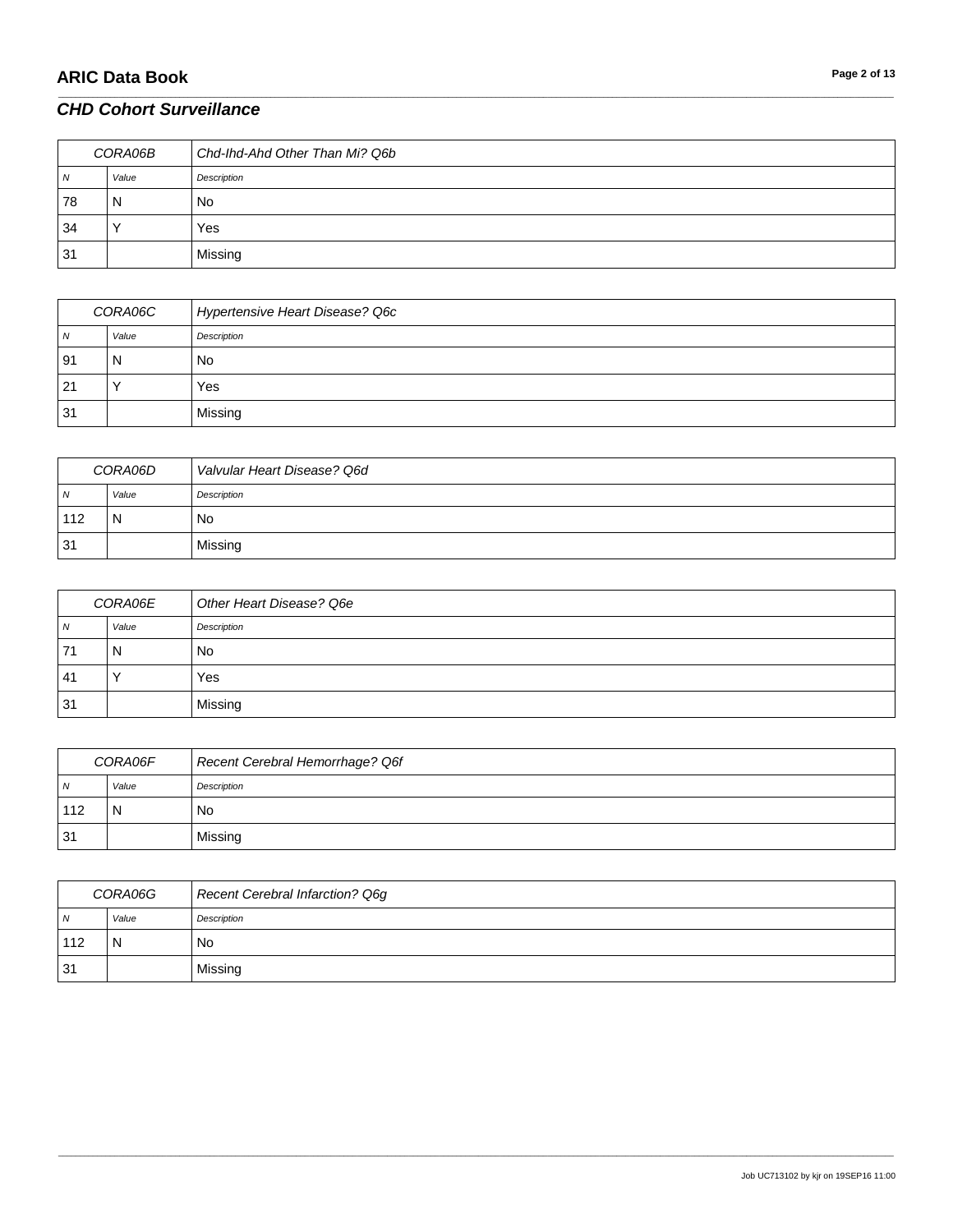## CHD Cohort Surveillance

| CORA06B | | Chd-Ihd-Ahd Other Than Mi? Q6b |
|---|---|---|
| N | Value | Description |
| 78 | N | No |
| 34 | Y | Yes |
| 31 | | Missing |

| CORA06C | | Hypertensive Heart Disease? Q6c |
|---|---|---|
| N | Value | Description |
| 91 | N | No |
| 21 | Y | Yes |
| 31 | | Missing |

| CORA06D | | Valvular Heart Disease? Q6d |
|---|---|---|
| N | Value | Description |
| 112 | N | No |
| 31 | | Missing |

| CORA06E | | Other Heart Disease? Q6e |
|---|---|---|
| N | Value | Description |
| 71 | N | No |
| 41 | Y | Yes |
| 31 | | Missing |

| CORA06F | | Recent Cerebral Hemorrhage? Q6f |
|---|---|---|
| N | Value | Description |
| 112 | N | No |
| 31 | | Missing |

| CORA06G | | Recent Cerebral Infarction? Q6g |
|---|---|---|
| N | Value | Description |
| 112 | N | No |
| 31 | | Missing |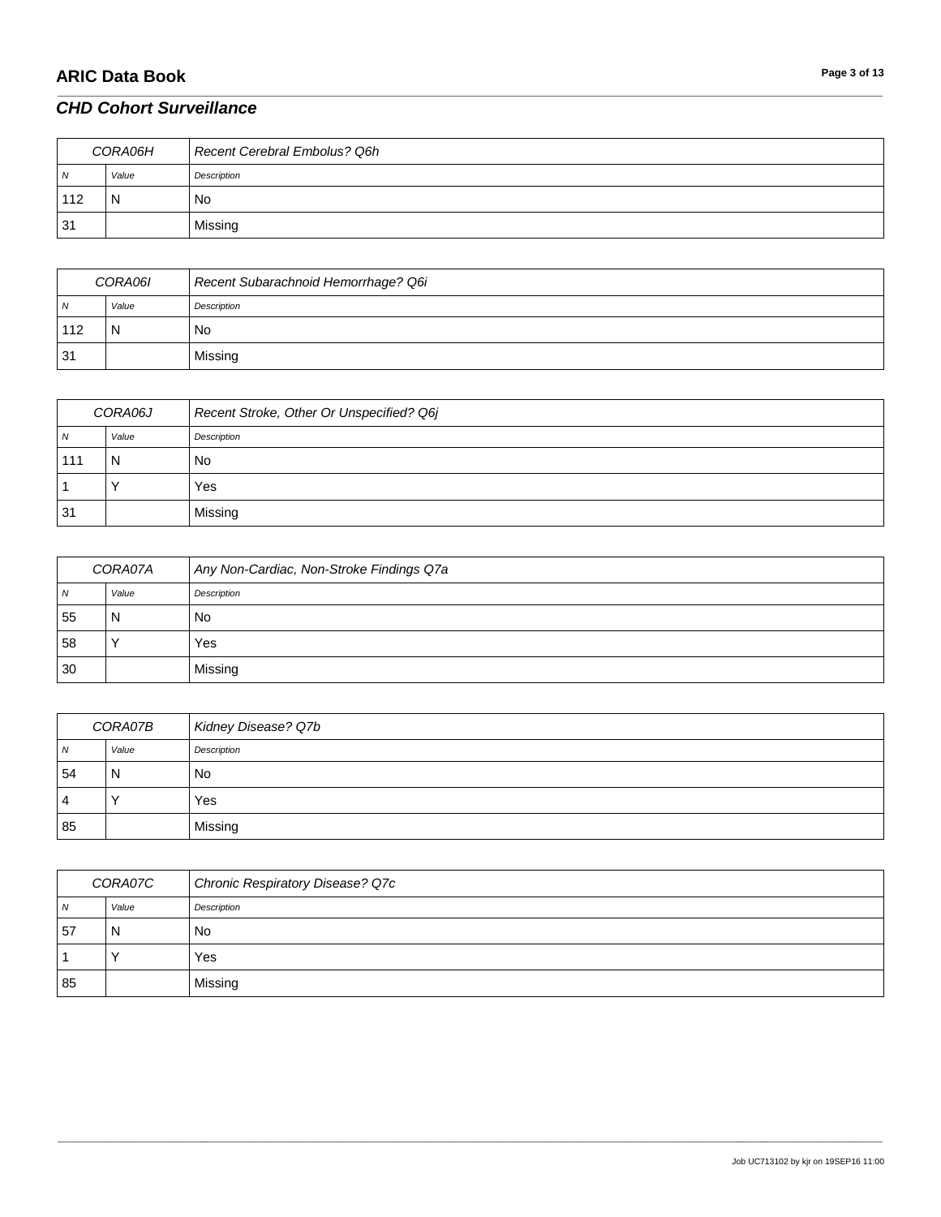## CHD Cohort Surveillance

| CORA06H | | Recent Cerebral Embolus? Q6h |
|---|---|---|
| *N* | *Value* | *Description* |
| 112 | N | No |
| 31 | | Missing |

| CORA06I | | Recent Subarachnoid Hemorrhage? Q6i |
|---|---|---|
| *N* | *Value* | *Description* |
| 112 | N | No |
| 31 | | Missing |

| CORA06J | | Recent Stroke, Other Or Unspecified? Q6j |
|---|---|---|
| *N* | *Value* | *Description* |
| 111 | N | No |
| 1 | Y | Yes |
| 31 | | Missing |

| CORA07A | | Any Non-Cardiac, Non-Stroke Findings Q7a |
|---|---|---|
| *N* | *Value* | *Description* |
| 55 | N | No |
| 58 | Y | Yes |
| 30 | | Missing |

| CORA07B | | Kidney Disease? Q7b |
|---|---|---|
| *N* | *Value* | *Description* |
| 54 | N | No |
| 4 | Y | Yes |
| 85 | | Missing |

| CORA07C | | Chronic Respiratory Disease? Q7c |
|---|---|---|
| *N* | *Value* | *Description* |
| 57 | N | No |
| 1 | Y | Yes |
| 85 | | Missing |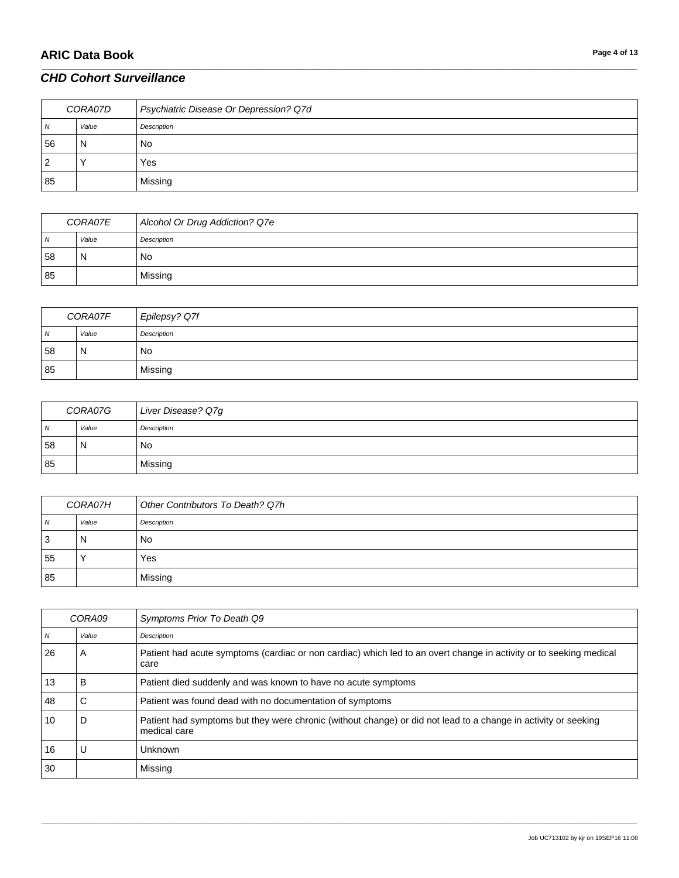## CHD Cohort Surveillance

| CORA07D | | Psychiatric Disease Or Depression? Q7d |
|---|---|---|
| N | Value | Description |
| 56 | N | No |
| 2 | Y | Yes |
| 85 | | Missing |

| CORA07E | | Alcohol Or Drug Addiction? Q7e |
|---|---|---|
| N | Value | Description |
| 58 | N | No |
| 85 | | Missing |

| CORA07F | | Epilepsy? Q7f |
|---|---|---|
| N | Value | Description |
| 58 | N | No |
| 85 | | Missing |

| CORA07G | | Liver Disease? Q7g |
|---|---|---|
| N | Value | Description |
| 58 | N | No |
| 85 | | Missing |

| CORA07H | | Other Contributors To Death? Q7h |
|---|---|---|
| N | Value | Description |
| 3 | N | No |
| 55 | Y | Yes |
| 85 | | Missing |

| CORA09 | | Symptoms Prior To Death Q9 |
|---|---|---|
| N | Value | Description |
| 26 | A | Patient had acute symptoms (cardiac or non cardiac) which led to an overt change in activity or to seeking medical care |
| 13 | B | Patient died suddenly and was known to have no acute symptoms |
| 48 | C | Patient was found dead with no documentation of symptoms |
| 10 | D | Patient had symptoms but they were chronic (without change) or did not lead to a change in activity or seeking medical care |
| 16 | U | Unknown |
| 30 | | Missing |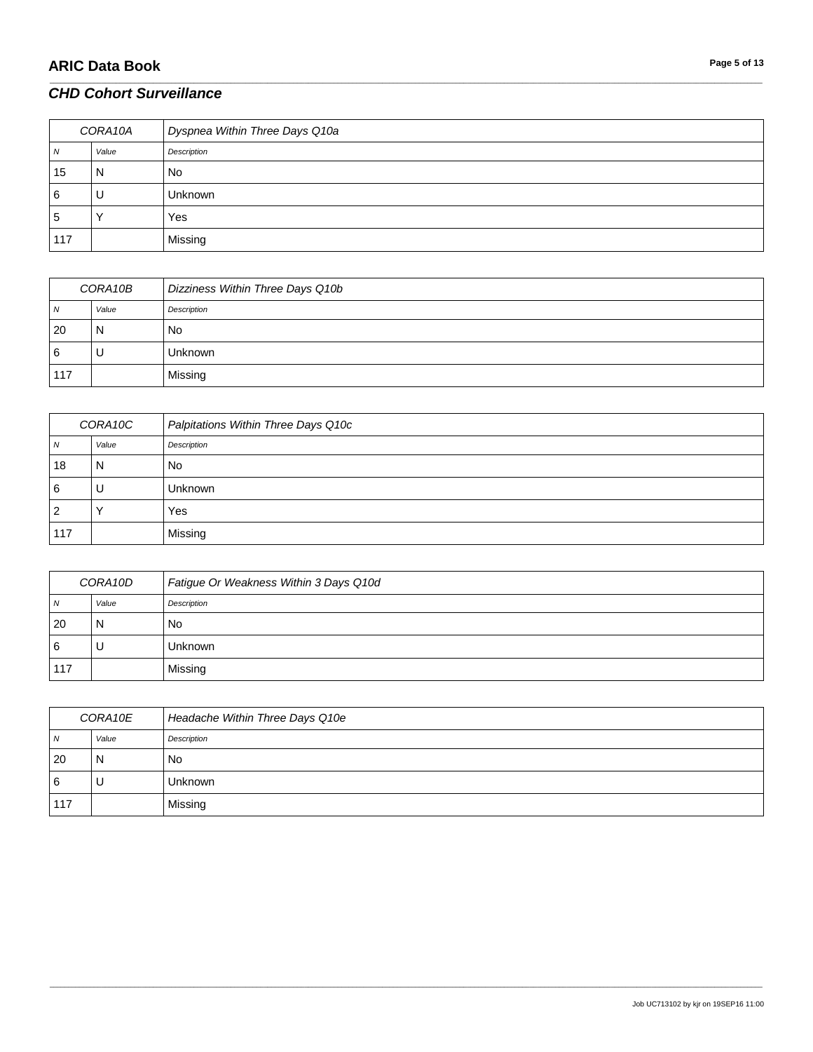| CORA10A | | Dyspnea Within Three Days Q10a |
|---|---|---|
| *N* | *Value* | *Description* |
| 15 | N | No |
| 6 | U | Unknown |
| 5 | Y | Yes |
| 117 | | Missing |

| CORA10B | | Dizziness Within Three Days Q10b |
|---|---|---|
| *N* | *Value* | *Description* |
| 20 | N | No |
| 6 | U | Unknown |
| 117 | | Missing |

| CORA10C | | Palpitations Within Three Days Q10c |
|---|---|---|
| *N* | *Value* | *Description* |
| 18 | N | No |
| 6 | U | Unknown |
| 2 | Y | Yes |
| 117 | | Missing |

| CORA10D | | Fatigue Or Weakness Within 3 Days Q10d |
|---|---|---|
| *N* | *Value* | *Description* |
| 20 | N | No |
| 6 | U | Unknown |
| 117 | | Missing |

| CORA10E | | Headache Within Three Days Q10e |
|---|---|---|
| *N* | *Value* | *Description* |
| 20 | N | No |
| 6 | U | Unknown |
| 117 | | Missing |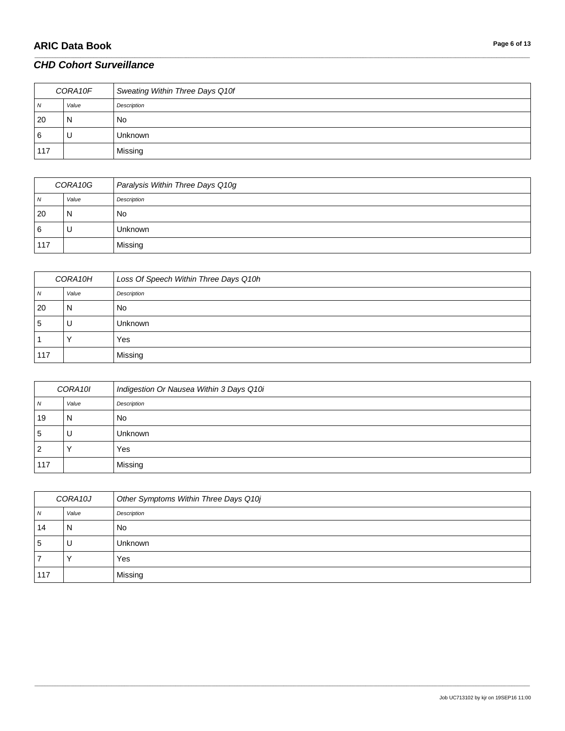## CHD Cohort Surveillance

| CORA10F | | Sweating Within Three Days Q10f |
|---|---|---|
| *N* | *Value* | *Description* |
| 20 | N | No |
| 6 | U | Unknown |
| 117 | | Missing |

| CORA10G | | Paralysis Within Three Days Q10g |
|---|---|---|
| *N* | *Value* | *Description* |
| 20 | N | No |
| 6 | U | Unknown |
| 117 | | Missing |

| CORA10H | | Loss Of Speech Within Three Days Q10h |
|---|---|---|
| *N* | *Value* | *Description* |
| 20 | N | No |
| 5 | U | Unknown |
| 1 | Y | Yes |
| 117 | | Missing |

| CORA10I | | Indigestion Or Nausea Within 3 Days Q10i |
|---|---|---|
| *N* | *Value* | *Description* |
| 19 | N | No |
| 5 | U | Unknown |
| 2 | Y | Yes |
| 117 | | Missing |

| CORA10J | | Other Symptoms Within Three Days Q10j |
|---|---|---|
| *N* | *Value* | *Description* |
| 14 | N | No |
| 5 | U | Unknown |
| 7 | Y | Yes |
| 117 | | Missing |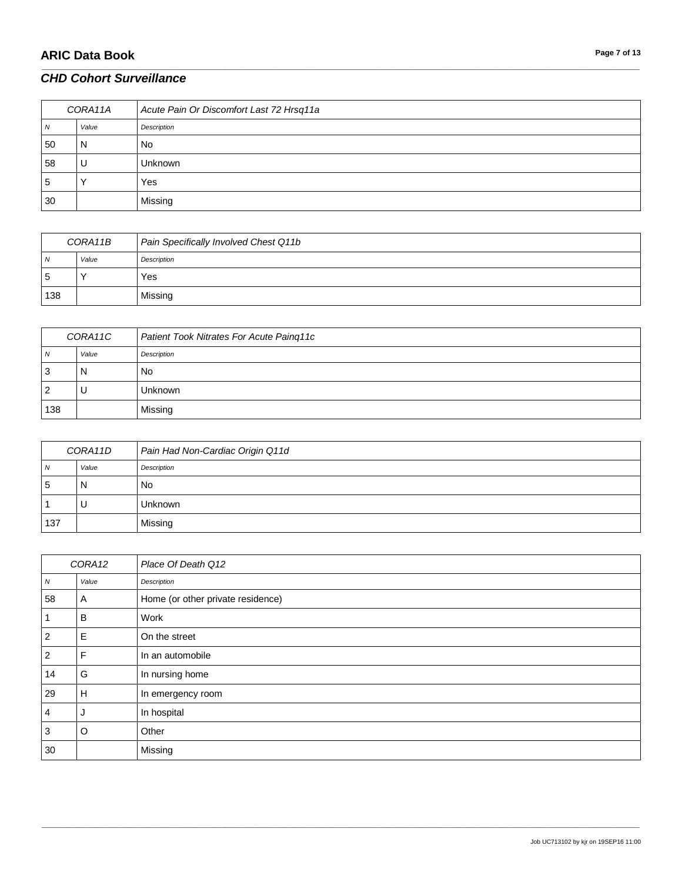## CHD Cohort Surveillance

| CORA11A | | Acute Pain Or Discomfort Last 72 Hrsq11a |
|---|---|---|
| N | Value | Description |
| 50 | N | No |
| 58 | U | Unknown |
| 5 | Y | Yes |
| 30 | | Missing |

| CORA11B | | Pain Specifically Involved Chest Q11b |
|---|---|---|
| N | Value | Description |
| 5 | Y | Yes |
| 138 | | Missing |

| CORA11C | | Patient Took Nitrates For Acute Painq11c |
|---|---|---|
| N | Value | Description |
| 3 | N | No |
| 2 | U | Unknown |
| 138 | | Missing |

| CORA11D | | Pain Had Non-Cardiac Origin Q11d |
|---|---|---|
| N | Value | Description |
| 5 | N | No |
| 1 | U | Unknown |
| 137 | | Missing |

| CORA12 | | Place Of Death Q12 |
|---|---|---|
| N | Value | Description |
| 58 | A | Home (or other private residence) |
| 1 | B | Work |
| 2 | E | On the street |
| 2 | F | In an automobile |
| 14 | G | In nursing home |
| 29 | H | In emergency room |
| 4 | J | In hospital |
| 3 | O | Other |
| 30 | | Missing |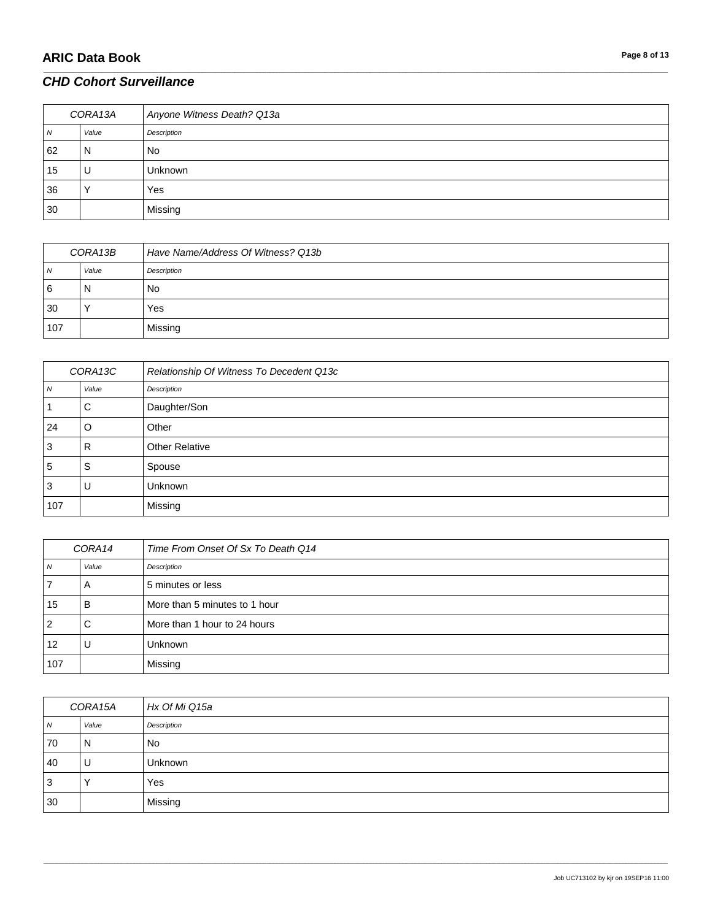## CHD Cohort Surveillance

| CORA13A | | Anyone Witness Death? Q13a |
|---|---|---|
| N | Value | Description |
| 62 | N | No |
| 15 | U | Unknown |
| 36 | Y | Yes |
| 30 | | Missing |

| CORA13B | | Have Name/Address Of Witness? Q13b |
|---|---|---|
| N | Value | Description |
| 6 | N | No |
| 30 | Y | Yes |
| 107 | | Missing |

| CORA13C | | Relationship Of Witness To Decedent Q13c |
|---|---|---|
| N | Value | Description |
| 1 | C | Daughter/Son |
| 24 | O | Other |
| 3 | R | Other Relative |
| 5 | S | Spouse |
| 3 | U | Unknown |
| 107 | | Missing |

| CORA14 | | Time From Onset Of Sx To Death Q14 |
|---|---|---|
| N | Value | Description |
| 7 | A | 5 minutes or less |
| 15 | B | More than 5 minutes to 1 hour |
| 2 | C | More than 1 hour to 24 hours |
| 12 | U | Unknown |
| 107 | | Missing |

| CORA15A | | Hx Of Mi Q15a |
|---|---|---|
| N | Value | Description |
| 70 | N | No |
| 40 | U | Unknown |
| 3 | Y | Yes |
| 30 | | Missing |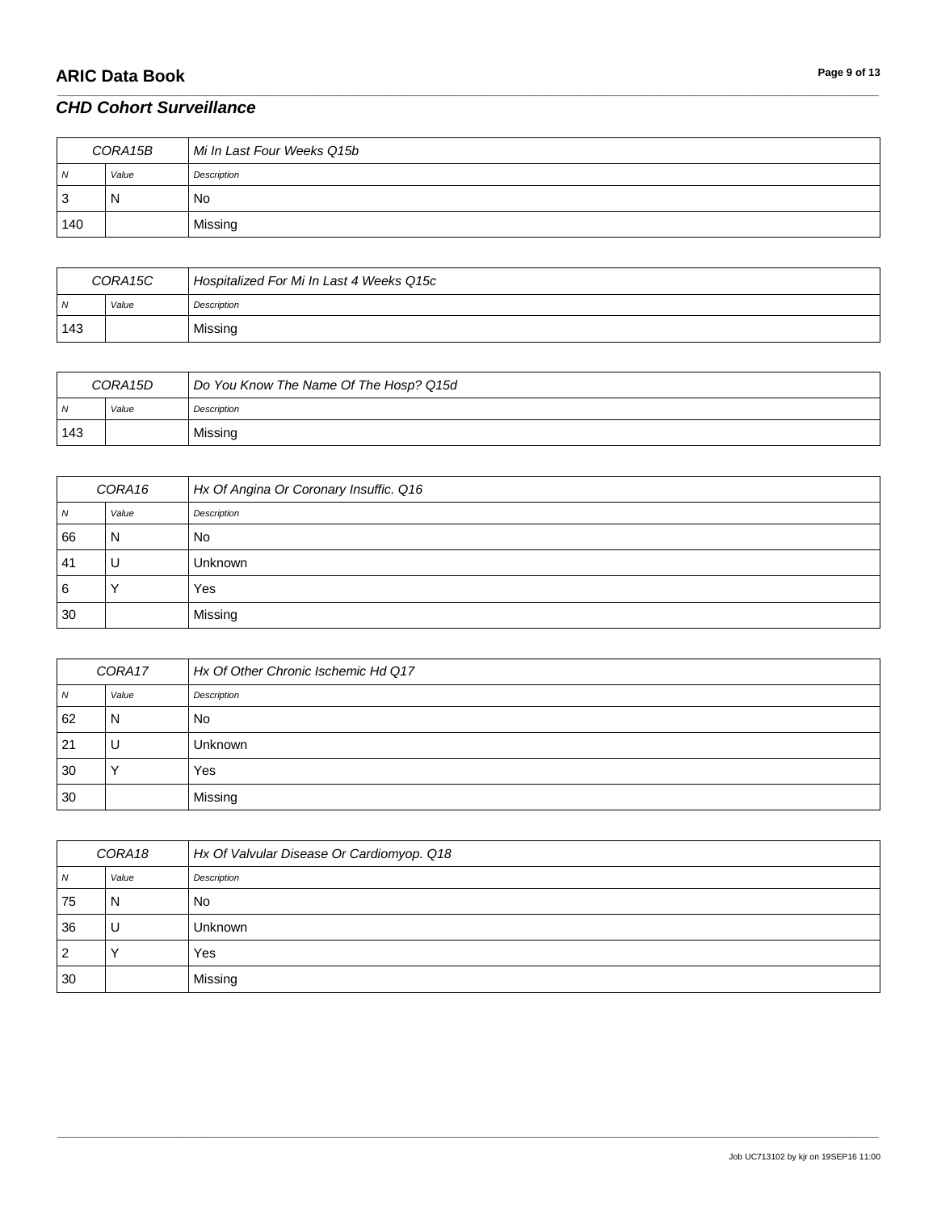## CHD Cohort Surveillance

| CORA15B | | Mi In Last Four Weeks Q15b |
|---|---|---|
| N | Value | Description |
| 3 | N | No |
| 140 | | Missing |

| CORA15C | | Hospitalized For Mi In Last 4 Weeks Q15c |
|---|---|---|
| N | Value | Description |
| 143 | | Missing |

| CORA15D | | Do You Know The Name Of The Hosp? Q15d |
|---|---|---|
| N | Value | Description |
| 143 | | Missing |

| CORA16 | | Hx Of Angina Or Coronary Insuffic. Q16 |
|---|---|---|
| N | Value | Description |
| 66 | N | No |
| 41 | U | Unknown |
| 6 | Y | Yes |
| 30 | | Missing |

| CORA17 | | Hx Of Other Chronic Ischemic Hd Q17 |
|---|---|---|
| N | Value | Description |
| 62 | N | No |
| 21 | U | Unknown |
| 30 | Y | Yes |
| 30 | | Missing |

| CORA18 | | Hx Of Valvular Disease Or Cardiomyop. Q18 |
|---|---|---|
| N | Value | Description |
| 75 | N | No |
| 36 | U | Unknown |
| 2 | Y | Yes |
| 30 | | Missing |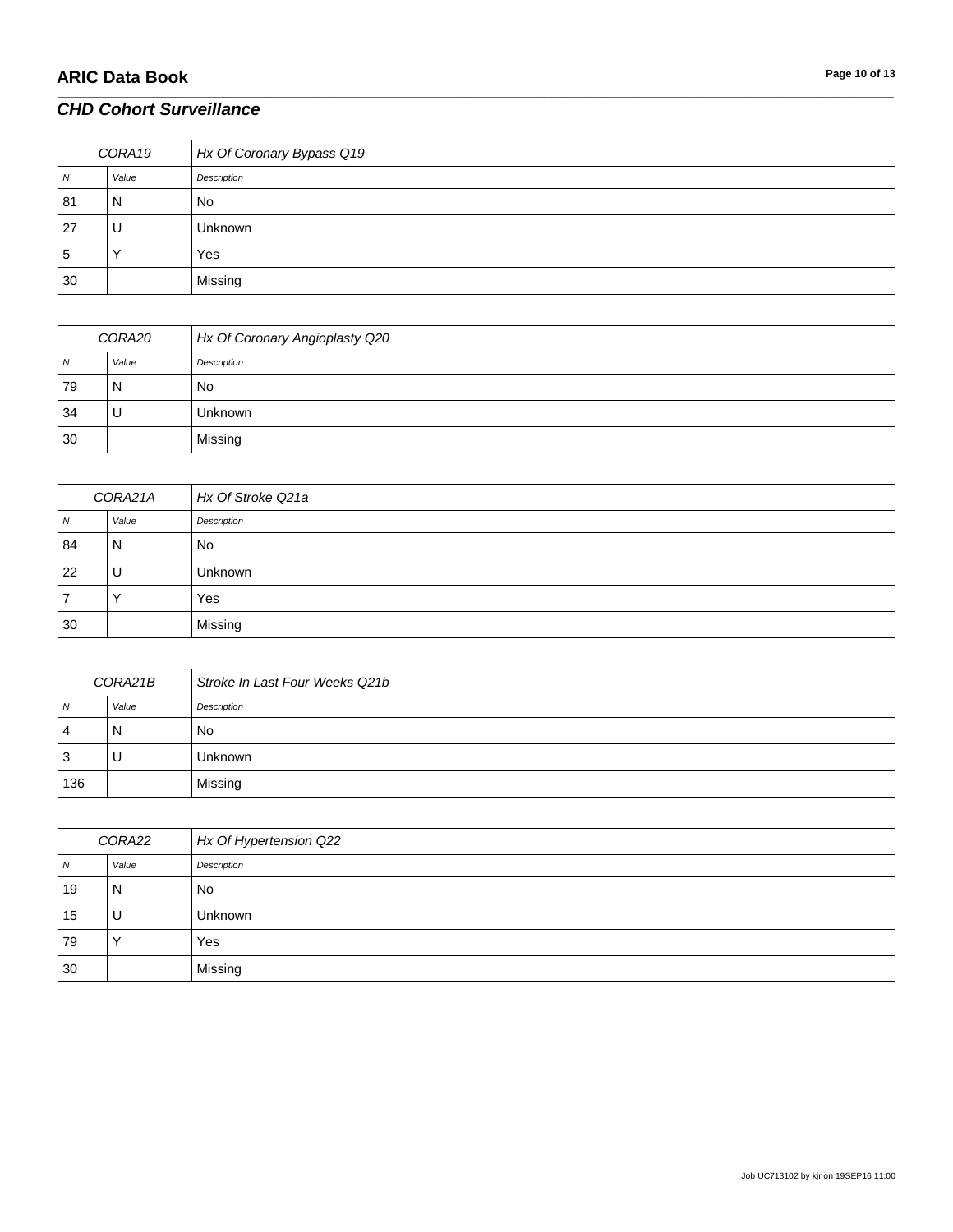## CHD Cohort Surveillance

| CORA19 | | Hx Of Coronary Bypass Q19 |
|---|---|---|
| N | Value | Description |
| 81 | N | No |
| 27 | U | Unknown |
| 5 | Y | Yes |
| 30 | | Missing |

| CORA20 | | Hx Of Coronary Angioplasty Q20 |
|---|---|---|
| N | Value | Description |
| 79 | N | No |
| 34 | U | Unknown |
| 30 | | Missing |

| CORA21A | | Hx Of Stroke Q21a |
|---|---|---|
| N | Value | Description |
| 84 | N | No |
| 22 | U | Unknown |
| 7 | Y | Yes |
| 30 | | Missing |

| CORA21B | | Stroke In Last Four Weeks Q21b |
|---|---|---|
| N | Value | Description |
| 4 | N | No |
| 3 | U | Unknown |
| 136 | | Missing |

| CORA22 | | Hx Of Hypertension Q22 |
|---|---|---|
| N | Value | Description |
| 19 | N | No |
| 15 | U | Unknown |
| 79 | Y | Yes |
| 30 | | Missing |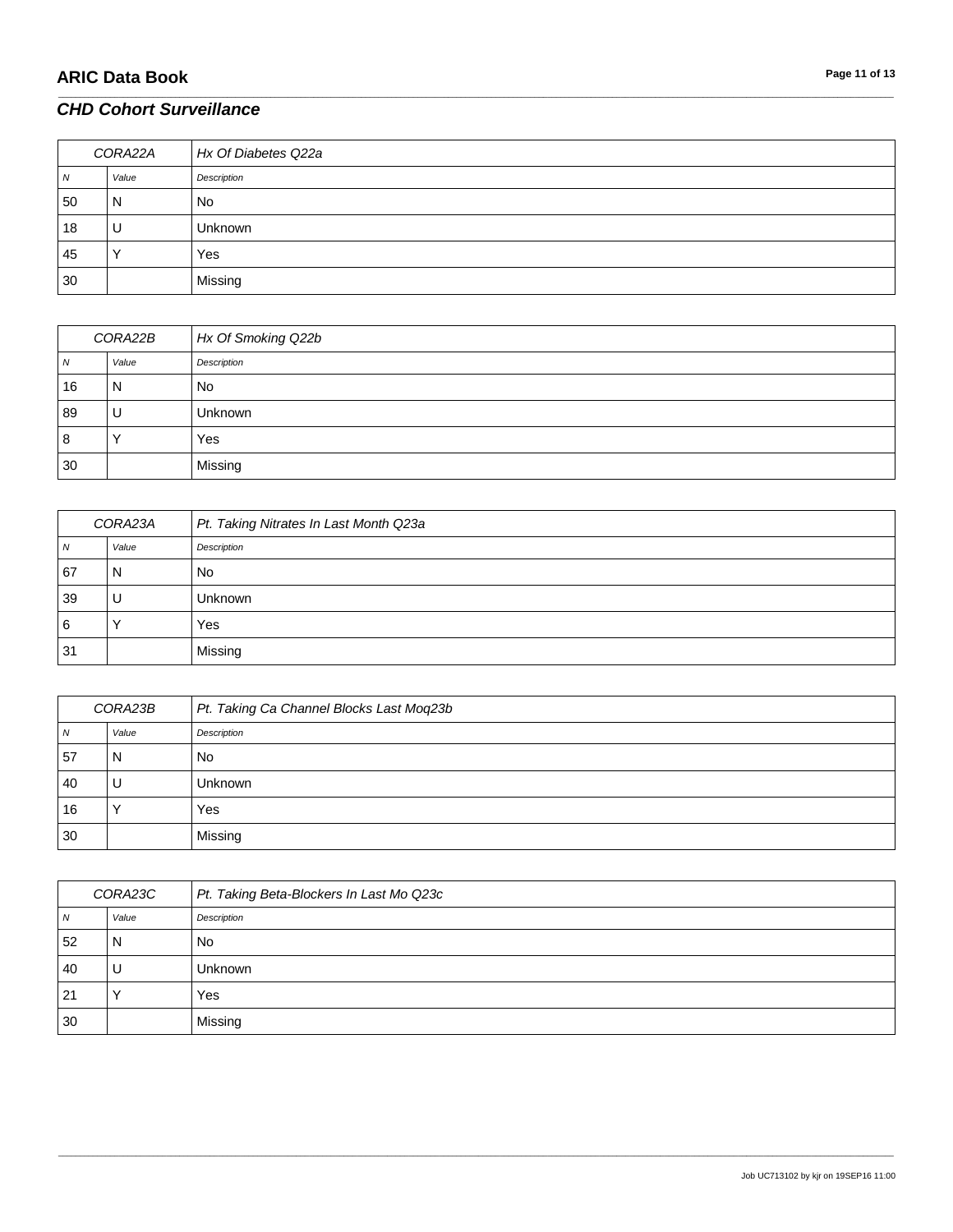## *CHD Cohort Surveillance*

| CORA22A | | *Hx Of Diabetes Q22a* |
|---|---|---|
| *N* | *Value* | *Description* |
| 50 | N | No |
| 18 | U | Unknown |
| 45 | Y | Yes |
| 30 | | Missing |

| CORA22B | | *Hx Of Smoking Q22b* |
|---|---|---|
| *N* | *Value* | *Description* |
| 16 | N | No |
| 89 | U | Unknown |
| 8 | Y | Yes |
| 30 | | Missing |

| CORA23A | | *Pt. Taking Nitrates In Last Month Q23a* |
|---|---|---|
| *N* | *Value* | *Description* |
| 67 | N | No |
| 39 | U | Unknown |
| 6 | Y | Yes |
| 31 | | Missing |

| CORA23B | | *Pt. Taking Ca Channel Blocks Last Moq23b* |
|---|---|---|
| *N* | *Value* | *Description* |
| 57 | N | No |
| 40 | U | Unknown |
| 16 | Y | Yes |
| 30 | | Missing |

| CORA23C | | *Pt. Taking Beta-Blockers In Last Mo Q23c* |
|---|---|---|
| *N* | *Value* | *Description* |
| 52 | N | No |
| 40 | U | Unknown |
| 21 | Y | Yes |
| 30 | | Missing |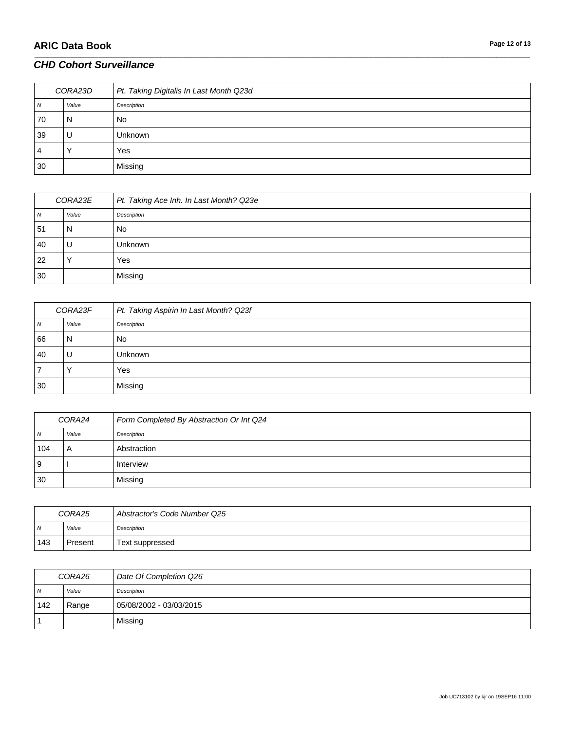## CHD Cohort Surveillance

| CORA23D | | Pt. Taking Digitalis In Last Month Q23d |
|---|---|---|
| N | Value | Description |
| 70 | N | No |
| 39 | U | Unknown |
| 4 | Y | Yes |
| 30 | | Missing |

| CORA23E | | Pt. Taking Ace Inh. In Last Month? Q23e |
|---|---|---|
| N | Value | Description |
| 51 | N | No |
| 40 | U | Unknown |
| 22 | Y | Yes |
| 30 | | Missing |

| CORA23F | | Pt. Taking Aspirin In Last Month? Q23f |
|---|---|---|
| N | Value | Description |
| 66 | N | No |
| 40 | U | Unknown |
| 7 | Y | Yes |
| 30 | | Missing |

| CORA24 | | Form Completed By Abstraction Or Int Q24 |
|---|---|---|
| N | Value | Description |
| 104 | A | Abstraction |
| 9 | I | Interview |
| 30 | | Missing |

| CORA25 | | Abstractor's Code Number Q25 |
|---|---|---|
| N | Value | Description |
| 143 | Present | Text suppressed |

| CORA26 | | Date Of Completion Q26 |
|---|---|---|
| N | Value | Description |
| 142 | Range | 05/08/2002 - 03/03/2015 |
| 1 | | Missing |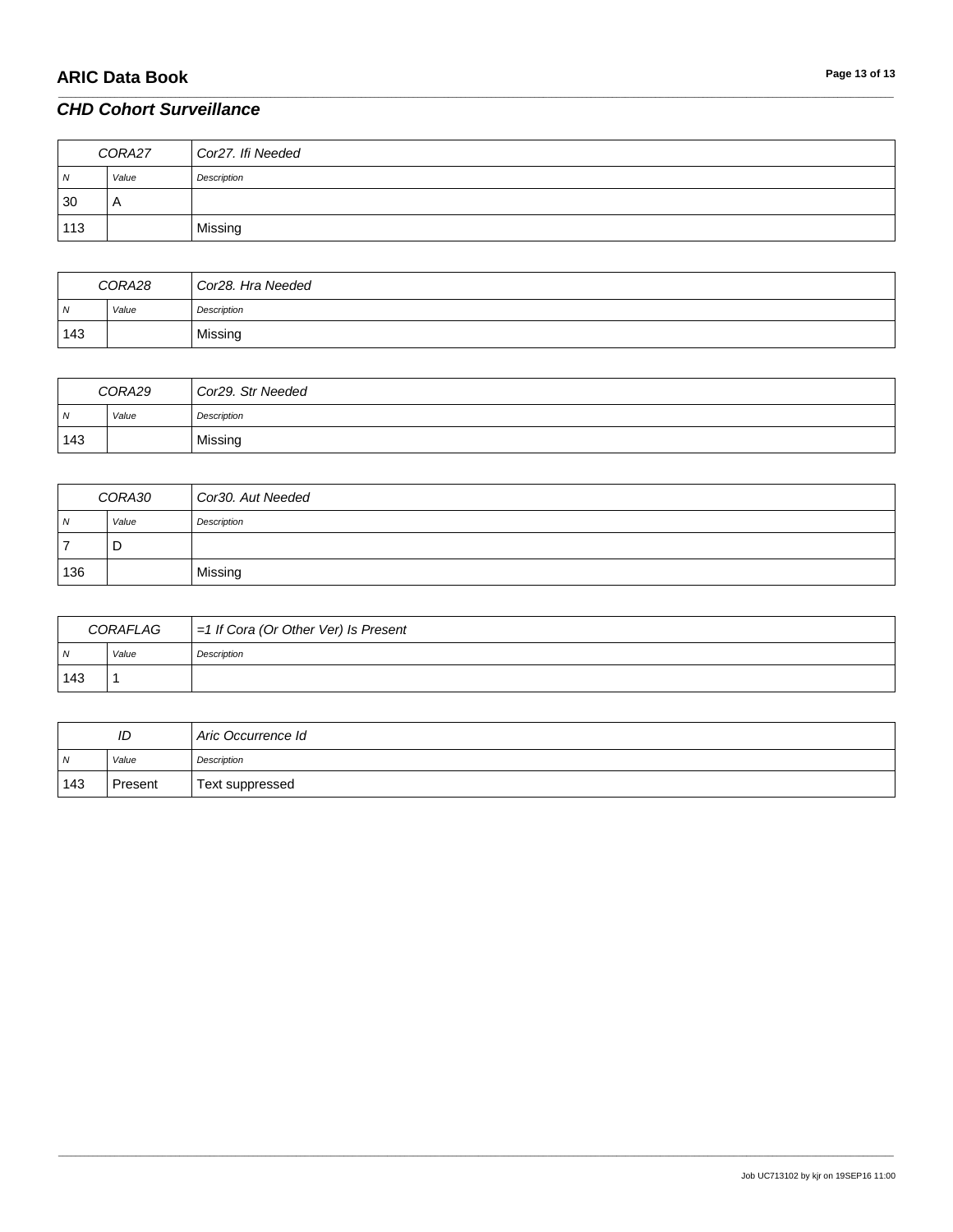| CORA27 | | Cor27. Ifi Needed |
|---|---|---|
| *N* | *Value* | *Description* |
| 30 | A | |
| 113 | | Missing |

| CORA28 | | Cor28. Hra Needed |
|---|---|---|
| *N* | *Value* | *Description* |
| 143 | | Missing |

| CORA29 | | Cor29. Str Needed |
|---|---|---|
| *N* | *Value* | *Description* |
| 143 | | Missing |

| CORA30 | | Cor30. Aut Needed |
|---|---|---|
| *N* | *Value* | *Description* |
| 7 | D | |
| 136 | | Missing |

| CORAFLAG | | =1 If Cora (Or Other Ver) Is Present |
|---|---|---|
| *N* | *Value* | *Description* |
| 143 | 1 | |

| ID | | Aric Occurrence Id |
|---|---|---|
| *N* | *Value* | *Description* |
| 143 | Present | Text suppressed |

Job UC713102 by kjr on 19SEP16 11:00